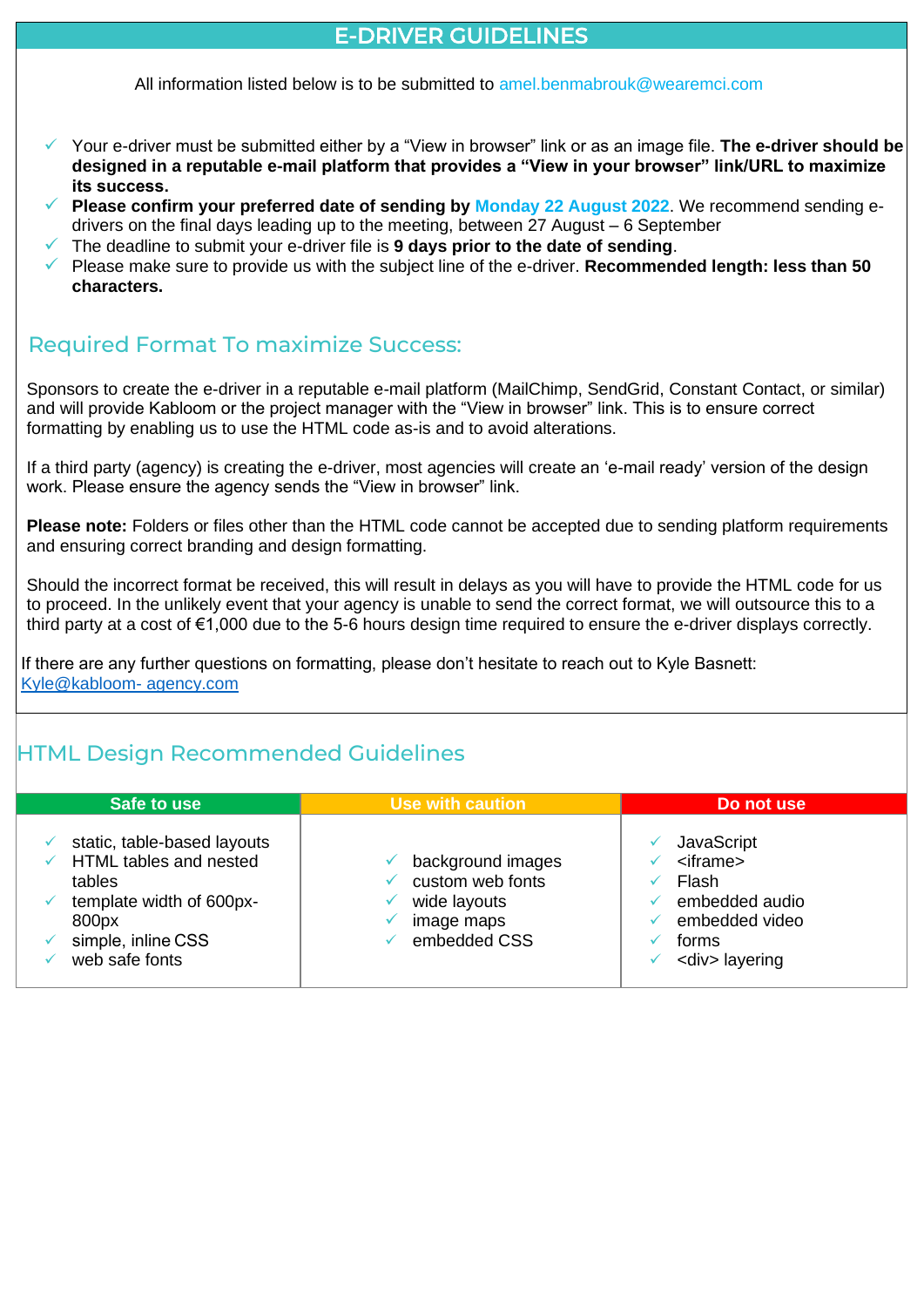# E-DRIVER GUIDELINES

All information listed below is to be submitted to amel.benmabrouk@wearemci.com

- Your e-driver must be submitted either by a "View in browser" link or as an image file. **The e-driver should be designed in a reputable e-mail platform that provides a "View in your browser" link/URL to maximize its success.**
- **Please confirm your preferred date of sending by Monday 22 August 2022**. We recommend sending e-drivers on the final days leading up to the meeting, between 27 August – 6 September
- The deadline to submit your e-driver file is **9 days prior to the date of sending**.
- Please make sure to provide us with the subject line of the e-driver. **Recommended length: less than 50 characters.**

## Required Format To maximize Success:

Sponsors to create the e-driver in a reputable e-mail platform (MailChimp, SendGrid, Constant Contact, or similar) and will provide Kabloom or the project manager with the "View in browser" link. This is to ensure correct formatting by enabling us to use the HTML code as-is and to avoid alterations.

If a third party (agency) is creating the e-driver, most agencies will create an 'e-mail ready' version of the design work. Please ensure the agency sends the "View in browser" link.

**Please note:** Folders or files other than the HTML code cannot be accepted due to sending platform requirements and ensuring correct branding and design formatting.

Should the incorrect format be received, this will result in delays as you will have to provide the HTML code for us to proceed. In the unlikely event that your agency is unable to send the correct format, we will outsource this to a third party at a cost of €1,000 due to the 5-6 hours design time required to ensure the e-driver displays correctly.

If there are any further questions on formatting, please don't hesitate to reach out to Kyle Basnett: Kyle@kabloom- agency.com

## HTML Design Recommended Guidelines

| Safe to use | Use with caution | Do not use |
|---|---|---|
| ✓ static, table-based layouts<br>✓ HTML tables and nested tables<br>✓ template width of 600px-800px<br>✓ simple, inline CSS<br>✓ web safe fonts | ✓ background images<br>✓ custom web fonts<br>✓ wide layouts<br>✓ image maps<br>✓ embedded CSS | ✓ JavaScript<br>✓ <iframe><br>✓ Flash<br>✓ embedded audio<br>✓ embedded video<br>✓ forms<br>✓ <div> layering |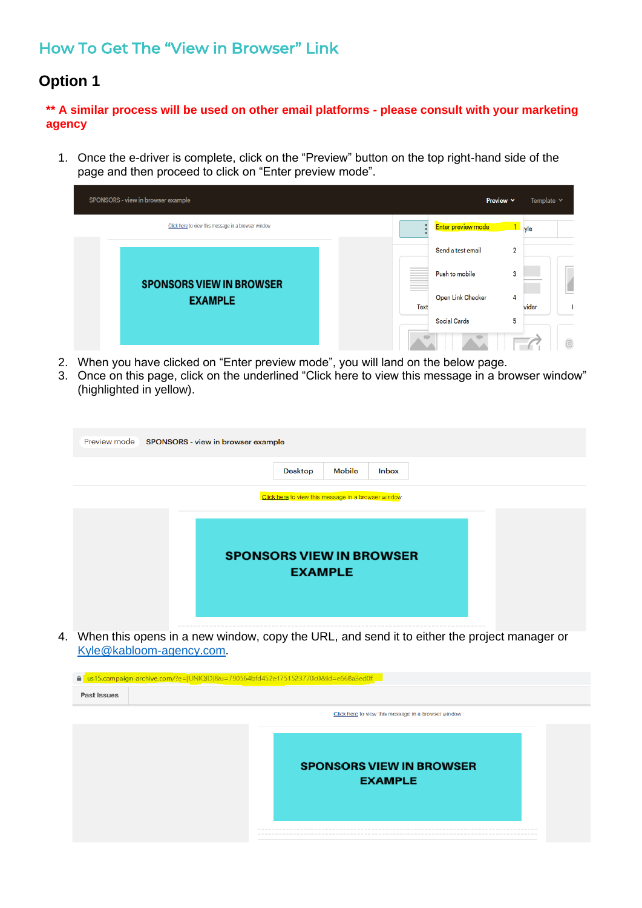## How To Get The "View in Browser" Link

### Option 1

**\*\* A similar process will be used on other email platforms - please consult with your marketing agency**

1. Once the e-driver is complete, click on the "Preview" button on the top right-hand side of the page and then proceed to click on "Enter preview mode".

2. When you have clicked on "Enter preview mode", you will land on the below page.
3. Once on this page, click on the underlined "Click here to view this message in a browser window" (highlighted in yellow).

4. When this opens in a new window, copy the URL, and send it to either the project manager or Kyle@kabloom-agency.com.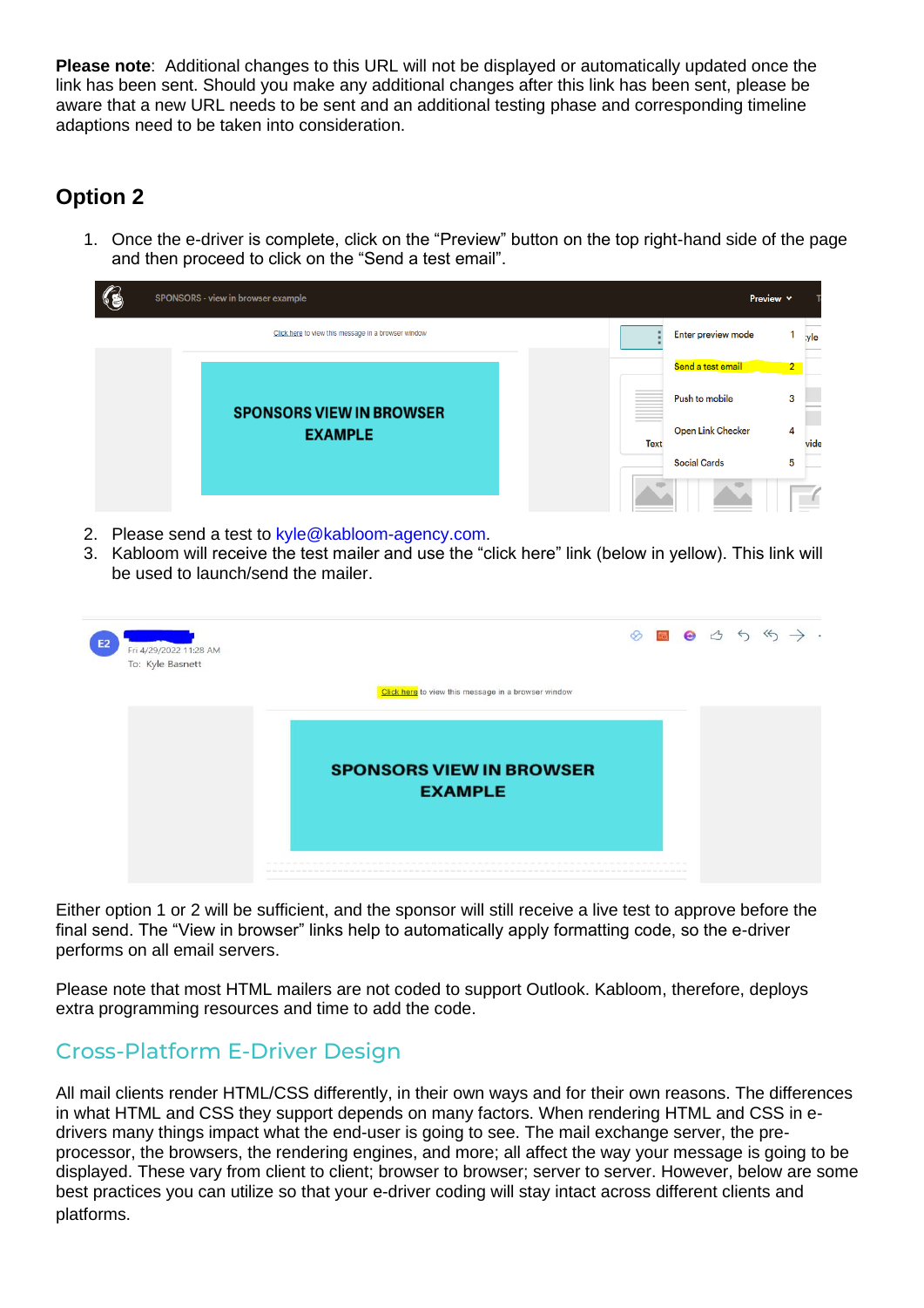**Please note**: Additional changes to this URL will not be displayed or automatically updated once the link has been sent. Should you make any additional changes after this link has been sent, please be aware that a new URL needs to be sent and an additional testing phase and corresponding timeline adaptions need to be taken into consideration.

## Option 2

1. Once the e-driver is complete, click on the "Preview" button on the top right-hand side of the page and then proceed to click on the "Send a test email".
2. Please send a test to kyle@kabloom-agency.com.
3. Kabloom will receive the test mailer and use the "click here" link (below in yellow). This link will be used to launch/send the mailer.

Either option 1 or 2 will be sufficient, and the sponsor will still receive a live test to approve before the final send. The "View in browser" links help to automatically apply formatting code, so the e-driver performs on all email servers.

Please note that most HTML mailers are not coded to support Outlook. Kabloom, therefore, deploys extra programming resources and time to add the code.

## Cross-Platform E-Driver Design

All mail clients render HTML/CSS differently, in their own ways and for their own reasons. The differences in what HTML and CSS they support depends on many factors. When rendering HTML and CSS in e-drivers many things impact what the end-user is going to see. The mail exchange server, the pre-processor, the browsers, the rendering engines, and more; all affect the way your message is going to be displayed. These vary from client to client; browser to browser; server to server. However, below are some best practices you can utilize so that your e-driver coding will stay intact across different clients and platforms.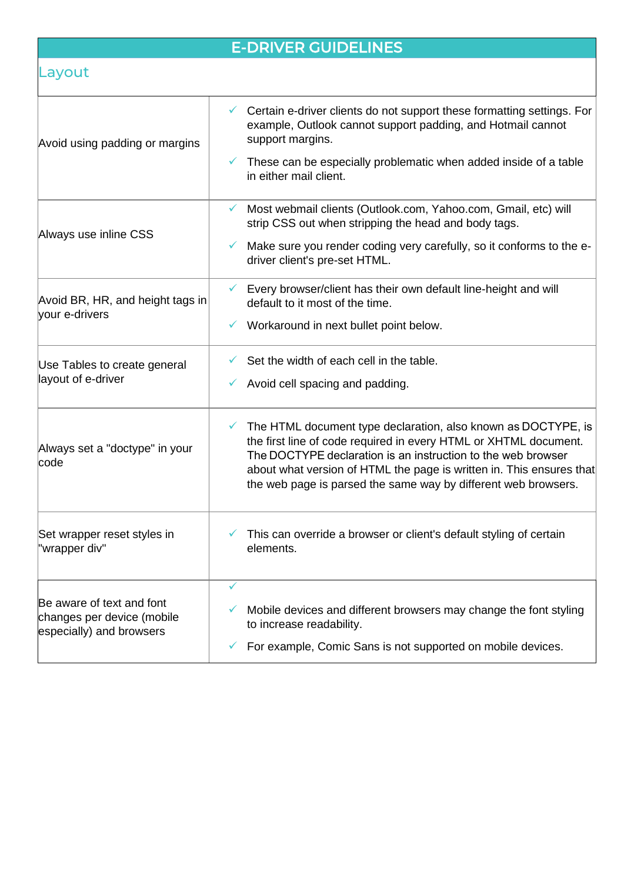# E-DRIVER GUIDELINES

## Layout

| Guideline | Details |
|---|---|
| Avoid using padding or margins | ✓ Certain e-driver clients do not support these formatting settings. For example, Outlook cannot support padding, and Hotmail cannot support margins.<br>✓ These can be especially problematic when added inside of a table in either mail client. |
| Always use inline CSS | ✓ Most webmail clients (Outlook.com, Yahoo.com, Gmail, etc) will strip CSS out when stripping the head and body tags.<br>✓ Make sure you render coding very carefully, so it conforms to the e-driver client's pre-set HTML. |
| Avoid BR, HR, and height tags in your e-drivers | ✓ Every browser/client has their own default line-height and will default to it most of the time.<br>✓ Workaround in next bullet point below. |
| Use Tables to create general layout of e-driver | ✓ Set the width of each cell in the table.<br>✓ Avoid cell spacing and padding. |
| Always set a "doctype" in your code | ✓ The HTML document type declaration, also known as DOCTYPE, is the first line of code required in every HTML or XHTML document. The DOCTYPE declaration is an instruction to the web browser about what version of HTML the page is written in. This ensures that the web page is parsed the same way by different web browsers. |
| Set wrapper reset styles in "wrapper div" | ✓ This can override a browser or client's default styling of certain elements. |
| Be aware of text and font changes per device (mobile especially) and browsers | ✓<br>✓ Mobile devices and different browsers may change the font styling to increase readability.<br>✓ For example, Comic Sans is not supported on mobile devices. |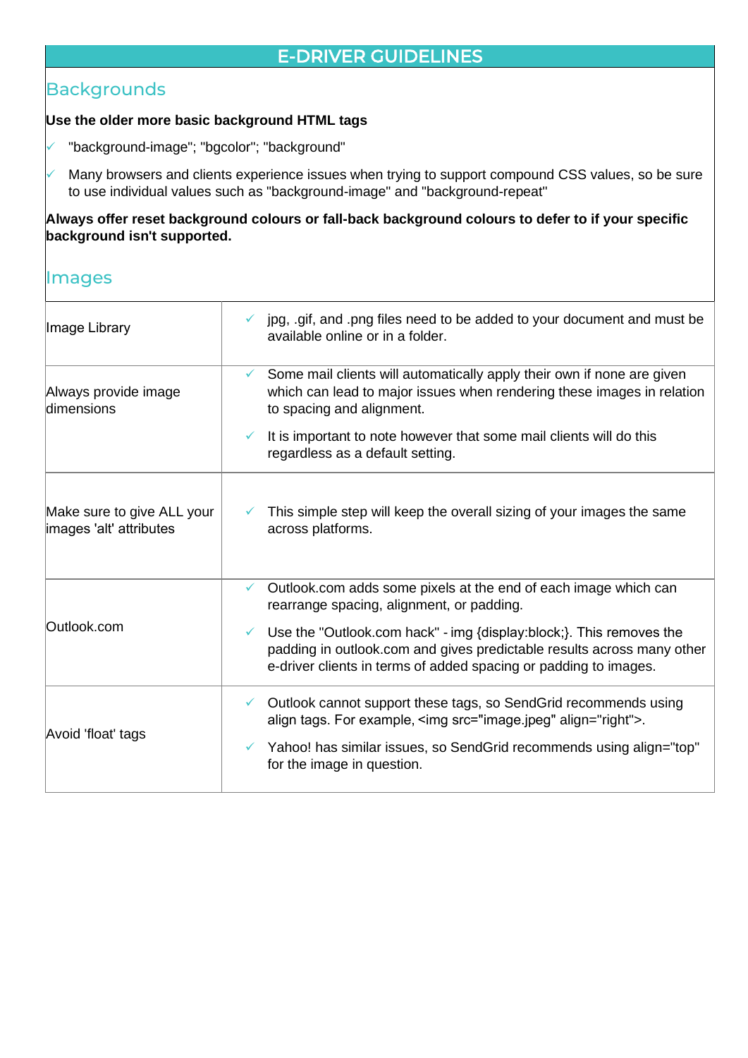# E-DRIVER GUIDELINES

## Backgrounds

**Use the older more basic background HTML tags**

- ✓ "background-image"; "bgcolor"; "background"
- ✓ Many browsers and clients experience issues when trying to support compound CSS values, so be sure to use individual values such as "background-image" and "background-repeat"

**Always offer reset background colours or fall-back background colours to defer to if your specific background isn't supported.**

## Images

| | |
|---|---|
| Image Library | ✓ jpg, .gif, and .png files need to be added to your document and must be available online or in a folder. |
| Always provide image dimensions | ✓ Some mail clients will automatically apply their own if none are given which can lead to major issues when rendering these images in relation to spacing and alignment.<br>✓ It is important to note however that some mail clients will do this regardless as a default setting. |
| Make sure to give ALL your images 'alt' attributes | ✓ This simple step will keep the overall sizing of your images the same across platforms. |
| Outlook.com | ✓ Outlook.com adds some pixels at the end of each image which can rearrange spacing, alignment, or padding.<br>✓ Use the "Outlook.com hack" - img {display:block;}. This removes the padding in outlook.com and gives predictable results across many other e-driver clients in terms of added spacing or padding to images. |
| Avoid 'float' tags | ✓ Outlook cannot support these tags, so SendGrid recommends using align tags. For example, <img src="image.jpeg" align="right">.<br>✓ Yahoo! has similar issues, so SendGrid recommends using align="top" for the image in question. |